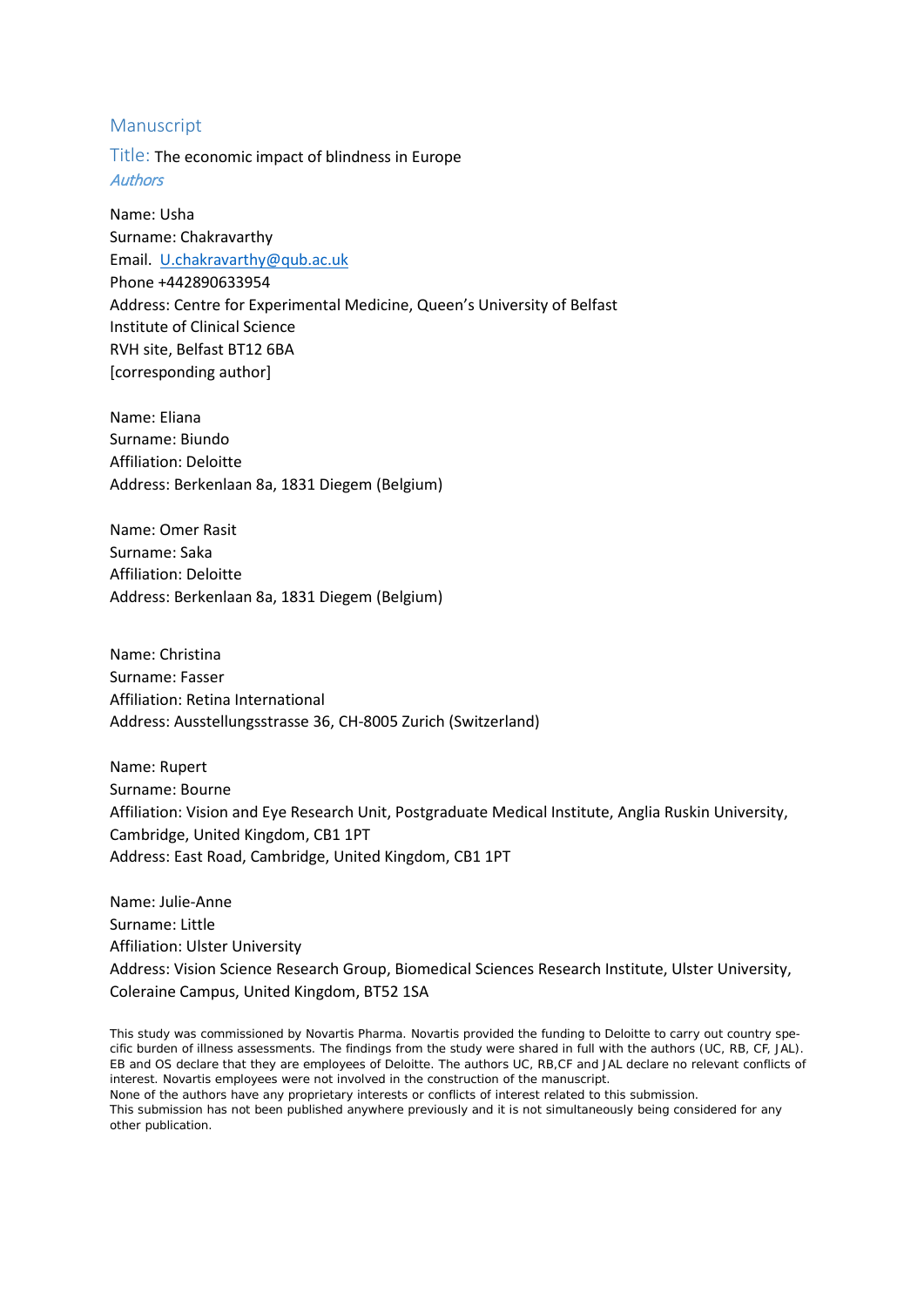## Manuscript

Title: The economic impact of blindness in Europe

*Authors*

Name: Usha
Surname: Chakravarthy
Email. U.chakravarthy@qub.ac.uk
Phone +442890633954
Address: Centre for Experimental Medicine, Queen's University of Belfast
Institute of Clinical Science
RVH site, Belfast BT12 6BA
[corresponding author]

Name: Eliana
Surname: Biundo
Affiliation: Deloitte
Address: Berkenlaan 8a, 1831 Diegem (Belgium)

Name: Omer Rasit
Surname: Saka
Affiliation: Deloitte
Address: Berkenlaan 8a, 1831 Diegem (Belgium)

Name: Christina
Surname: Fasser
Affiliation: Retina International
Address: Ausstellungsstrasse 36, CH-8005 Zurich (Switzerland)

Name: Rupert
Surname: Bourne
Affiliation: Vision and Eye Research Unit, Postgraduate Medical Institute, Anglia Ruskin University, Cambridge, United Kingdom, CB1 1PT
Address: East Road, Cambridge, United Kingdom, CB1 1PT

Name: Julie-Anne
Surname: Little
Affiliation: Ulster University
Address: Vision Science Research Group, Biomedical Sciences Research Institute, Ulster University, Coleraine Campus, United Kingdom, BT52 1SA

This study was commissioned by Novartis Pharma. Novartis provided the funding to Deloitte to carry out country specific burden of illness assessments. The findings from the study were shared in full with the authors (UC, RB, CF, JAL). EB and OS declare that they are employees of Deloitte. The authors UC, RB,CF and JAL declare no relevant conflicts of interest. Novartis employees were not involved in the construction of the manuscript.
None of the authors have any proprietary interests or conflicts of interest related to this submission.
This submission has not been published anywhere previously and it is not simultaneously being considered for any other publication.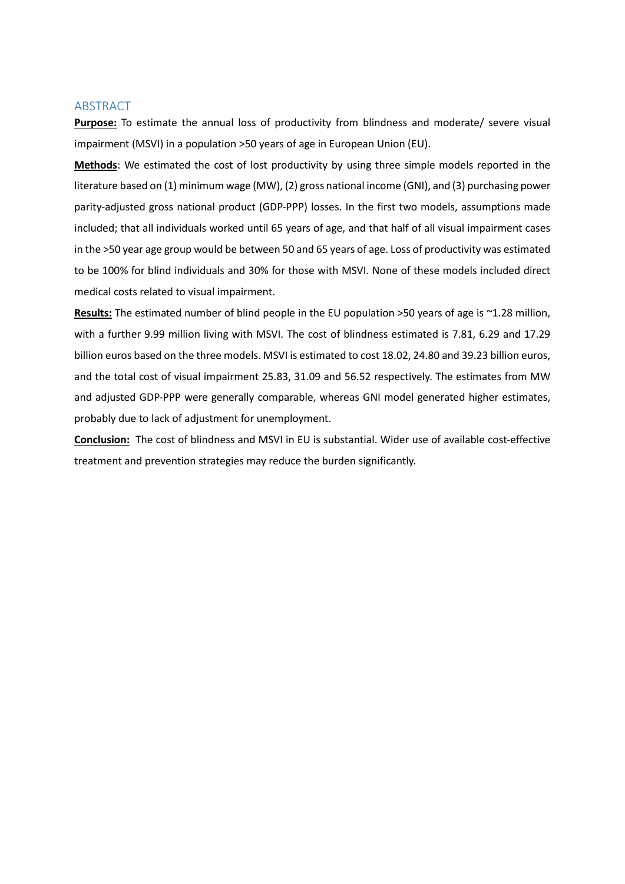## ABSTRACT

**Purpose:** To estimate the annual loss of productivity from blindness and moderate/ severe visual impairment (MSVI) in a population >50 years of age in European Union (EU).

**Methods**: We estimated the cost of lost productivity by using three simple models reported in the literature based on (1) minimum wage (MW), (2) gross national income (GNI), and (3) purchasing power parity-adjusted gross national product (GDP-PPP) losses. In the first two models, assumptions made included; that all individuals worked until 65 years of age, and that half of all visual impairment cases in the >50 year age group would be between 50 and 65 years of age. Loss of productivity was estimated to be 100% for blind individuals and 30% for those with MSVI. None of these models included direct medical costs related to visual impairment.

**Results:** The estimated number of blind people in the EU population >50 years of age is ~1.28 million, with a further 9.99 million living with MSVI. The cost of blindness estimated is 7.81, 6.29 and 17.29 billion euros based on the three models. MSVI is estimated to cost 18.02, 24.80 and 39.23 billion euros, and the total cost of visual impairment 25.83, 31.09 and 56.52 respectively. The estimates from MW and adjusted GDP-PPP were generally comparable, whereas GNI model generated higher estimates, probably due to lack of adjustment for unemployment.

**Conclusion:** The cost of blindness and MSVI in EU is substantial. Wider use of available cost-effective treatment and prevention strategies may reduce the burden significantly.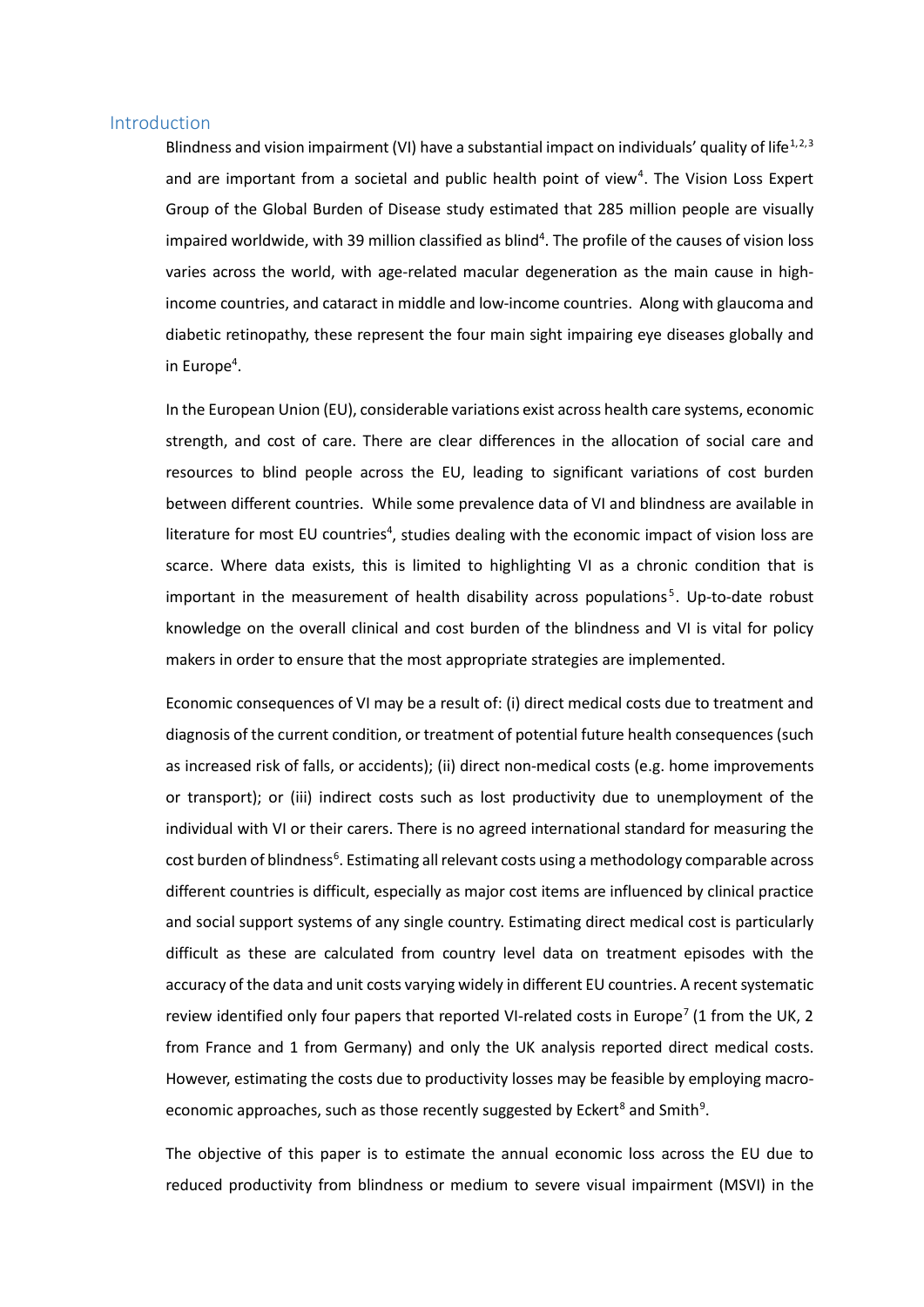## Introduction

Blindness and vision impairment (VI) have a substantial impact on individuals' quality of life[1,2,3] and are important from a societal and public health point of view[4]. The Vision Loss Expert Group of the Global Burden of Disease study estimated that 285 million people are visually impaired worldwide, with 39 million classified as blind[4]. The profile of the causes of vision loss varies across the world, with age-related macular degeneration as the main cause in high-income countries, and cataract in middle and low-income countries. Along with glaucoma and diabetic retinopathy, these represent the four main sight impairing eye diseases globally and in Europe[4].

In the European Union (EU), considerable variations exist across health care systems, economic strength, and cost of care. There are clear differences in the allocation of social care and resources to blind people across the EU, leading to significant variations of cost burden between different countries. While some prevalence data of VI and blindness are available in literature for most EU countries[4], studies dealing with the economic impact of vision loss are scarce. Where data exists, this is limited to highlighting VI as a chronic condition that is important in the measurement of health disability across populations[5]. Up-to-date robust knowledge on the overall clinical and cost burden of the blindness and VI is vital for policy makers in order to ensure that the most appropriate strategies are implemented.

Economic consequences of VI may be a result of: (i) direct medical costs due to treatment and diagnosis of the current condition, or treatment of potential future health consequences (such as increased risk of falls, or accidents); (ii) direct non-medical costs (e.g. home improvements or transport); or (iii) indirect costs such as lost productivity due to unemployment of the individual with VI or their carers. There is no agreed international standard for measuring the cost burden of blindness[6]. Estimating all relevant costs using a methodology comparable across different countries is difficult, especially as major cost items are influenced by clinical practice and social support systems of any single country. Estimating direct medical cost is particularly difficult as these are calculated from country level data on treatment episodes with the accuracy of the data and unit costs varying widely in different EU countries. A recent systematic review identified only four papers that reported VI-related costs in Europe[7] (1 from the UK, 2 from France and 1 from Germany) and only the UK analysis reported direct medical costs. However, estimating the costs due to productivity losses may be feasible by employing macro-economic approaches, such as those recently suggested by Eckert[8] and Smith[9].

The objective of this paper is to estimate the annual economic loss across the EU due to reduced productivity from blindness or medium to severe visual impairment (MSVI) in the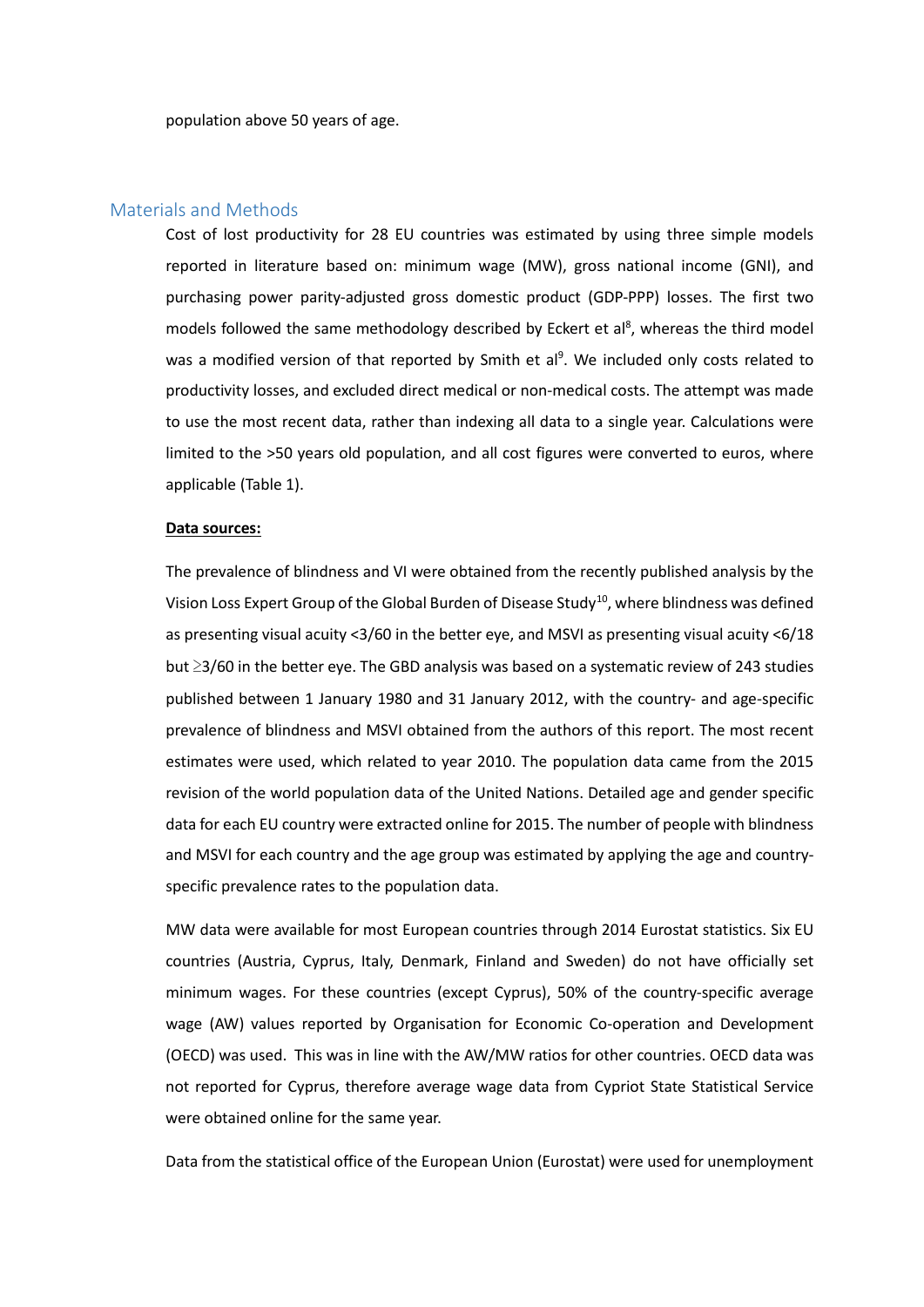population above 50 years of age.

## Materials and Methods

Cost of lost productivity for 28 EU countries was estimated by using three simple models reported in literature based on: minimum wage (MW), gross national income (GNI), and purchasing power parity-adjusted gross domestic product (GDP-PPP) losses. The first two models followed the same methodology described by Eckert et al[8], whereas the third model was a modified version of that reported by Smith et al[9]. We included only costs related to productivity losses, and excluded direct medical or non-medical costs. The attempt was made to use the most recent data, rather than indexing all data to a single year. Calculations were limited to the >50 years old population, and all cost figures were converted to euros, where applicable (Table 1).

**Data sources:**

The prevalence of blindness and VI were obtained from the recently published analysis by the Vision Loss Expert Group of the Global Burden of Disease Study[10], where blindness was defined as presenting visual acuity <3/60 in the better eye, and MSVI as presenting visual acuity <6/18 but ≥3/60 in the better eye. The GBD analysis was based on a systematic review of 243 studies published between 1 January 1980 and 31 January 2012, with the country- and age-specific prevalence of blindness and MSVI obtained from the authors of this report. The most recent estimates were used, which related to year 2010. The population data came from the 2015 revision of the world population data of the United Nations. Detailed age and gender specific data for each EU country were extracted online for 2015. The number of people with blindness and MSVI for each country and the age group was estimated by applying the age and country-specific prevalence rates to the population data.

MW data were available for most European countries through 2014 Eurostat statistics. Six EU countries (Austria, Cyprus, Italy, Denmark, Finland and Sweden) do not have officially set minimum wages. For these countries (except Cyprus), 50% of the country-specific average wage (AW) values reported by Organisation for Economic Co-operation and Development (OECD) was used. This was in line with the AW/MW ratios for other countries. OECD data was not reported for Cyprus, therefore average wage data from Cypriot State Statistical Service were obtained online for the same year.

Data from the statistical office of the European Union (Eurostat) were used for unemployment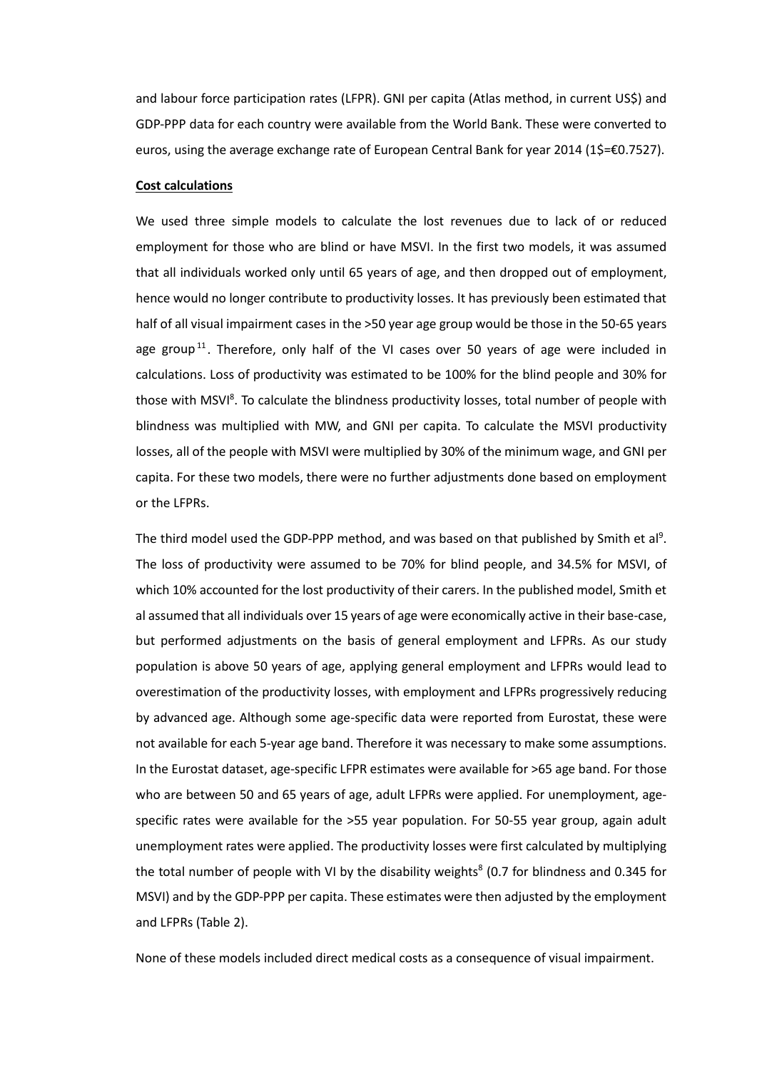and labour force participation rates (LFPR). GNI per capita (Atlas method, in current US$) and GDP-PPP data for each country were available from the World Bank. These were converted to euros, using the average exchange rate of European Central Bank for year 2014 (1$=€0.7527).

**Cost calculations**

We used three simple models to calculate the lost revenues due to lack of or reduced employment for those who are blind or have MSVI. In the first two models, it was assumed that all individuals worked only until 65 years of age, and then dropped out of employment, hence would no longer contribute to productivity losses. It has previously been estimated that half of all visual impairment cases in the >50 year age group would be those in the 50-65 years age group[11]. Therefore, only half of the VI cases over 50 years of age were included in calculations. Loss of productivity was estimated to be 100% for the blind people and 30% for those with MSVI[8]. To calculate the blindness productivity losses, total number of people with blindness was multiplied with MW, and GNI per capita. To calculate the MSVI productivity losses, all of the people with MSVI were multiplied by 30% of the minimum wage, and GNI per capita. For these two models, there were no further adjustments done based on employment or the LFPRs.

The third model used the GDP-PPP method, and was based on that published by Smith et al[9]. The loss of productivity were assumed to be 70% for blind people, and 34.5% for MSVI, of which 10% accounted for the lost productivity of their carers. In the published model, Smith et al assumed that all individuals over 15 years of age were economically active in their base-case, but performed adjustments on the basis of general employment and LFPRs. As our study population is above 50 years of age, applying general employment and LFPRs would lead to overestimation of the productivity losses, with employment and LFPRs progressively reducing by advanced age. Although some age-specific data were reported from Eurostat, these were not available for each 5-year age band. Therefore it was necessary to make some assumptions. In the Eurostat dataset, age-specific LFPR estimates were available for >65 age band. For those who are between 50 and 65 years of age, adult LFPRs were applied. For unemployment, age-specific rates were available for the >55 year population. For 50-55 year group, again adult unemployment rates were applied. The productivity losses were first calculated by multiplying the total number of people with VI by the disability weights[8] (0.7 for blindness and 0.345 for MSVI) and by the GDP-PPP per capita. These estimates were then adjusted by the employment and LFPRs (Table 2).

None of these models included direct medical costs as a consequence of visual impairment.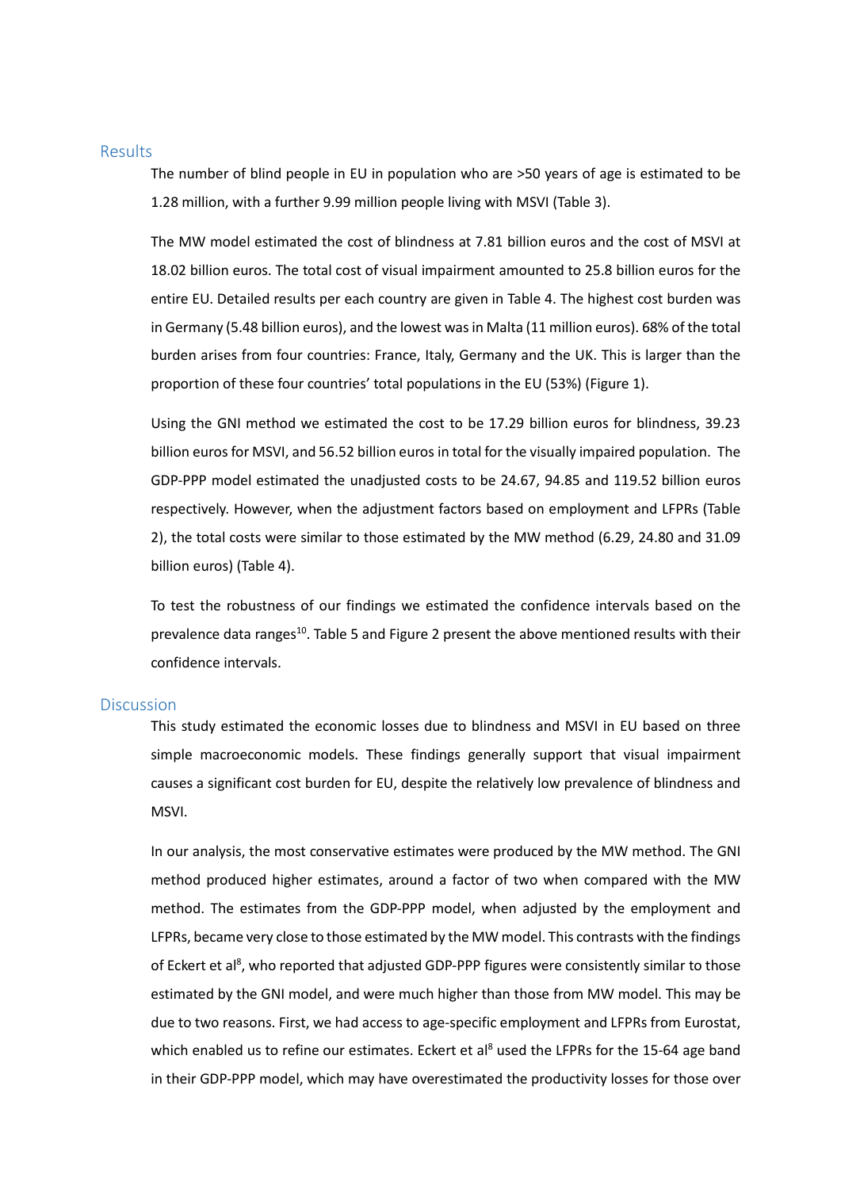## Results

The number of blind people in EU in population who are >50 years of age is estimated to be 1.28 million, with a further 9.99 million people living with MSVI (Table 3).

The MW model estimated the cost of blindness at 7.81 billion euros and the cost of MSVI at 18.02 billion euros. The total cost of visual impairment amounted to 25.8 billion euros for the entire EU. Detailed results per each country are given in Table 4. The highest cost burden was in Germany (5.48 billion euros), and the lowest was in Malta (11 million euros). 68% of the total burden arises from four countries: France, Italy, Germany and the UK. This is larger than the proportion of these four countries' total populations in the EU (53%) (Figure 1).

Using the GNI method we estimated the cost to be 17.29 billion euros for blindness, 39.23 billion euros for MSVI, and 56.52 billion euros in total for the visually impaired population. The GDP-PPP model estimated the unadjusted costs to be 24.67, 94.85 and 119.52 billion euros respectively. However, when the adjustment factors based on employment and LFPRs (Table 2), the total costs were similar to those estimated by the MW method (6.29, 24.80 and 31.09 billion euros) (Table 4).

To test the robustness of our findings we estimated the confidence intervals based on the prevalence data ranges[10]. Table 5 and Figure 2 present the above mentioned results with their confidence intervals.

## Discussion

This study estimated the economic losses due to blindness and MSVI in EU based on three simple macroeconomic models. These findings generally support that visual impairment causes a significant cost burden for EU, despite the relatively low prevalence of blindness and MSVI.

In our analysis, the most conservative estimates were produced by the MW method. The GNI method produced higher estimates, around a factor of two when compared with the MW method. The estimates from the GDP-PPP model, when adjusted by the employment and LFPRs, became very close to those estimated by the MW model. This contrasts with the findings of Eckert et al[8], who reported that adjusted GDP-PPP figures were consistently similar to those estimated by the GNI model, and were much higher than those from MW model. This may be due to two reasons. First, we had access to age-specific employment and LFPRs from Eurostat, which enabled us to refine our estimates. Eckert et al[8] used the LFPRs for the 15-64 age band in their GDP-PPP model, which may have overestimated the productivity losses for those over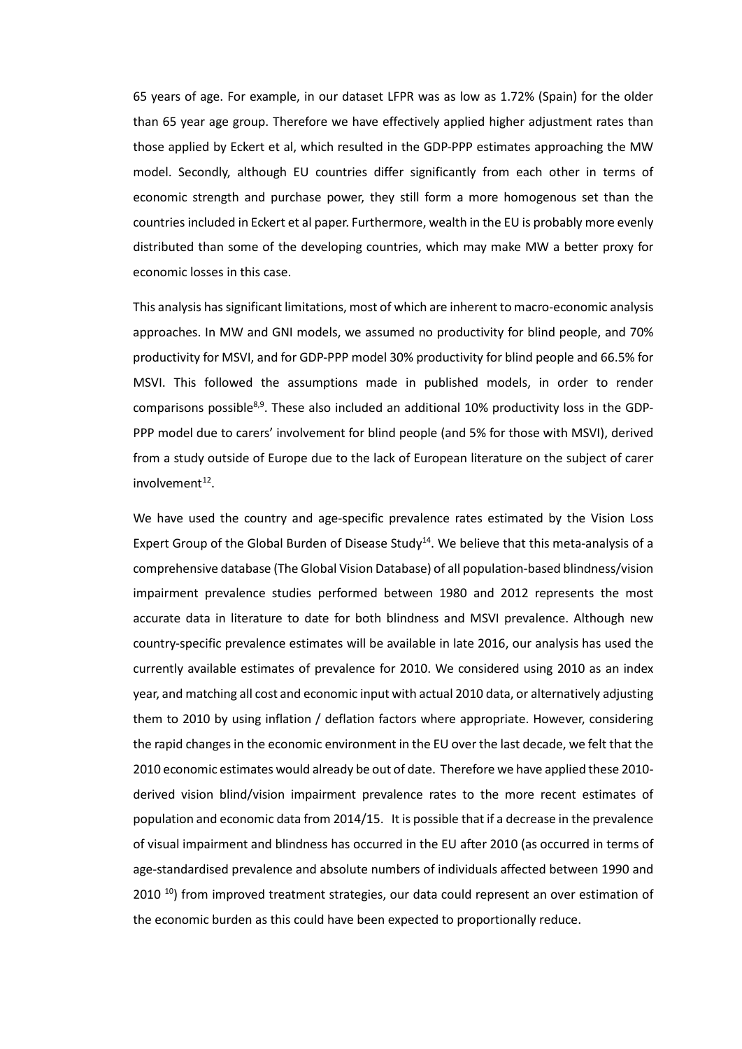65 years of age. For example, in our dataset LFPR was as low as 1.72% (Spain) for the older than 65 year age group. Therefore we have effectively applied higher adjustment rates than those applied by Eckert et al, which resulted in the GDP-PPP estimates approaching the MW model. Secondly, although EU countries differ significantly from each other in terms of economic strength and purchase power, they still form a more homogenous set than the countries included in Eckert et al paper. Furthermore, wealth in the EU is probably more evenly distributed than some of the developing countries, which may make MW a better proxy for economic losses in this case.

This analysis has significant limitations, most of which are inherent to macro-economic analysis approaches. In MW and GNI models, we assumed no productivity for blind people, and 70% productivity for MSVI, and for GDP-PPP model 30% productivity for blind people and 66.5% for MSVI. This followed the assumptions made in published models, in order to render comparisons possible[8,9]. These also included an additional 10% productivity loss in the GDP-PPP model due to carers' involvement for blind people (and 5% for those with MSVI), derived from a study outside of Europe due to the lack of European literature on the subject of carer involvement[12].

We have used the country and age-specific prevalence rates estimated by the Vision Loss Expert Group of the Global Burden of Disease Study[14]. We believe that this meta-analysis of a comprehensive database (The Global Vision Database) of all population-based blindness/vision impairment prevalence studies performed between 1980 and 2012 represents the most accurate data in literature to date for both blindness and MSVI prevalence. Although new country-specific prevalence estimates will be available in late 2016, our analysis has used the currently available estimates of prevalence for 2010. We considered using 2010 as an index year, and matching all cost and economic input with actual 2010 data, or alternatively adjusting them to 2010 by using inflation / deflation factors where appropriate. However, considering the rapid changes in the economic environment in the EU over the last decade, we felt that the 2010 economic estimates would already be out of date. Therefore we have applied these 2010-derived vision blind/vision impairment prevalence rates to the more recent estimates of population and economic data from 2014/15. It is possible that if a decrease in the prevalence of visual impairment and blindness has occurred in the EU after 2010 (as occurred in terms of age-standardised prevalence and absolute numbers of individuals affected between 1990 and 2010 [10]) from improved treatment strategies, our data could represent an over estimation of the economic burden as this could have been expected to proportionally reduce.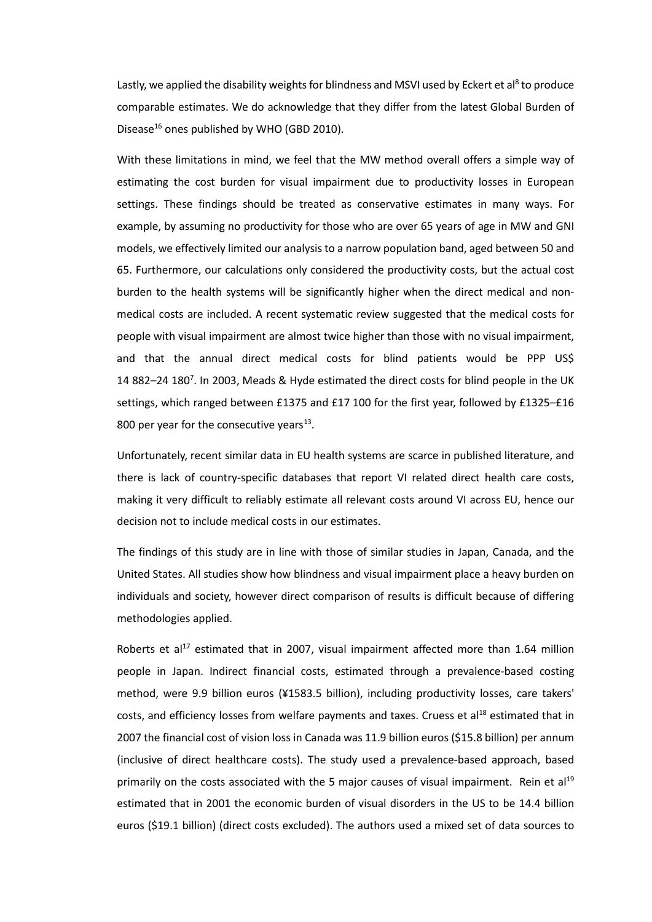Lastly, we applied the disability weights for blindness and MSVI used by Eckert et al[8] to produce comparable estimates. We do acknowledge that they differ from the latest Global Burden of Disease[16] ones published by WHO (GBD 2010).

With these limitations in mind, we feel that the MW method overall offers a simple way of estimating the cost burden for visual impairment due to productivity losses in European settings. These findings should be treated as conservative estimates in many ways. For example, by assuming no productivity for those who are over 65 years of age in MW and GNI models, we effectively limited our analysis to a narrow population band, aged between 50 and 65. Furthermore, our calculations only considered the productivity costs, but the actual cost burden to the health systems will be significantly higher when the direct medical and non-medical costs are included. A recent systematic review suggested that the medical costs for people with visual impairment are almost twice higher than those with no visual impairment, and that the annual direct medical costs for blind patients would be PPP US$ 14 882–24 180[7]. In 2003, Meads & Hyde estimated the direct costs for blind people in the UK settings, which ranged between £1375 and £17 100 for the first year, followed by £1325–£16 800 per year for the consecutive years[13].

Unfortunately, recent similar data in EU health systems are scarce in published literature, and there is lack of country-specific databases that report VI related direct health care costs, making it very difficult to reliably estimate all relevant costs around VI across EU, hence our decision not to include medical costs in our estimates.

The findings of this study are in line with those of similar studies in Japan, Canada, and the United States. All studies show how blindness and visual impairment place a heavy burden on individuals and society, however direct comparison of results is difficult because of differing methodologies applied.

Roberts et al[17] estimated that in 2007, visual impairment affected more than 1.64 million people in Japan. Indirect financial costs, estimated through a prevalence-based costing method, were 9.9 billion euros (¥1583.5 billion), including productivity losses, care takers' costs, and efficiency losses from welfare payments and taxes. Cruess et al[18] estimated that in 2007 the financial cost of vision loss in Canada was 11.9 billion euros ($15.8 billion) per annum (inclusive of direct healthcare costs). The study used a prevalence-based approach, based primarily on the costs associated with the 5 major causes of visual impairment. Rein et al[19] estimated that in 2001 the economic burden of visual disorders in the US to be 14.4 billion euros ($19.1 billion) (direct costs excluded). The authors used a mixed set of data sources to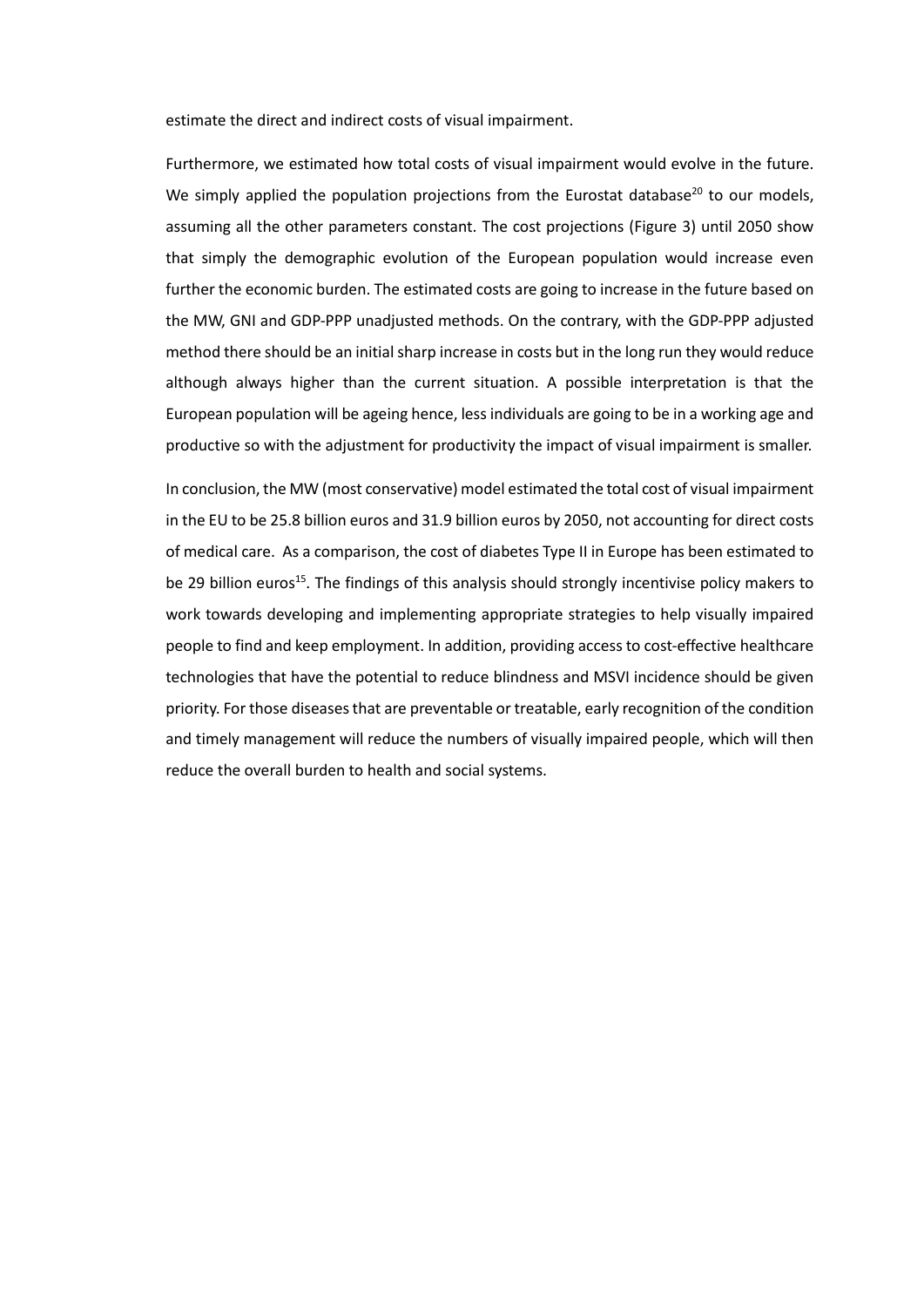estimate the direct and indirect costs of visual impairment.

Furthermore, we estimated how total costs of visual impairment would evolve in the future. We simply applied the population projections from the Eurostat database[20] to our models, assuming all the other parameters constant. The cost projections (Figure 3) until 2050 show that simply the demographic evolution of the European population would increase even further the economic burden. The estimated costs are going to increase in the future based on the MW, GNI and GDP-PPP unadjusted methods. On the contrary, with the GDP-PPP adjusted method there should be an initial sharp increase in costs but in the long run they would reduce although always higher than the current situation. A possible interpretation is that the European population will be ageing hence, less individuals are going to be in a working age and productive so with the adjustment for productivity the impact of visual impairment is smaller.

In conclusion, the MW (most conservative) model estimated the total cost of visual impairment in the EU to be 25.8 billion euros and 31.9 billion euros by 2050, not accounting for direct costs of medical care. As a comparison, the cost of diabetes Type II in Europe has been estimated to be 29 billion euros[15]. The findings of this analysis should strongly incentivise policy makers to work towards developing and implementing appropriate strategies to help visually impaired people to find and keep employment. In addition, providing access to cost-effective healthcare technologies that have the potential to reduce blindness and MSVI incidence should be given priority. For those diseases that are preventable or treatable, early recognition of the condition and timely management will reduce the numbers of visually impaired people, which will then reduce the overall burden to health and social systems.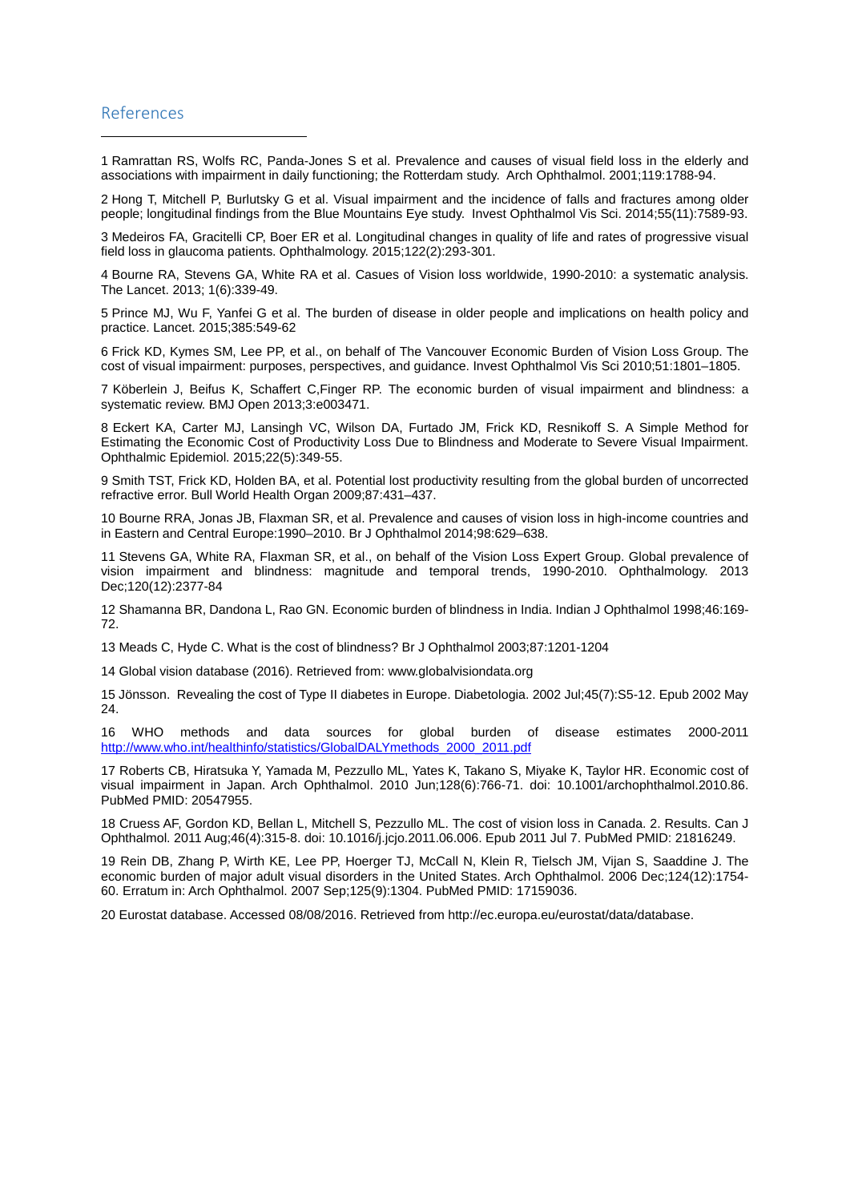## References

1 Ramrattan RS, Wolfs RC, Panda-Jones S et al. Prevalence and causes of visual field loss in the elderly and associations with impairment in daily functioning; the Rotterdam study. Arch Ophthalmol. 2001;119:1788-94.

2 Hong T, Mitchell P, Burlutsky G et al. Visual impairment and the incidence of falls and fractures among older people; longitudinal findings from the Blue Mountains Eye study. Invest Ophthalmol Vis Sci. 2014;55(11):7589-93.

3 Medeiros FA, Gracitelli CP, Boer ER et al. Longitudinal changes in quality of life and rates of progressive visual field loss in glaucoma patients. Ophthalmology. 2015;122(2):293-301.

4 Bourne RA, Stevens GA, White RA et al. Casues of Vision loss worldwide, 1990-2010: a systematic analysis. The Lancet. 2013; 1(6):339-49.

5 Prince MJ, Wu F, Yanfei G et al. The burden of disease in older people and implications on health policy and practice. Lancet. 2015;385:549-62

6 Frick KD, Kymes SM, Lee PP, et al., on behalf of The Vancouver Economic Burden of Vision Loss Group. The cost of visual impairment: purposes, perspectives, and guidance. Invest Ophthalmol Vis Sci 2010;51:1801–1805.

7 Köberlein J, Beifus K, Schaffert C,Finger RP. The economic burden of visual impairment and blindness: a systematic review. BMJ Open 2013;3:e003471.

8 Eckert KA, Carter MJ, Lansingh VC, Wilson DA, Furtado JM, Frick KD, Resnikoff S. A Simple Method for Estimating the Economic Cost of Productivity Loss Due to Blindness and Moderate to Severe Visual Impairment. Ophthalmic Epidemiol. 2015;22(5):349-55.

9 Smith TST, Frick KD, Holden BA, et al. Potential lost productivity resulting from the global burden of uncorrected refractive error. Bull World Health Organ 2009;87:431–437.

10 Bourne RRA, Jonas JB, Flaxman SR, et al. Prevalence and causes of vision loss in high-income countries and in Eastern and Central Europe:1990–2010. Br J Ophthalmol 2014;98:629–638.

11 Stevens GA, White RA, Flaxman SR, et al., on behalf of the Vision Loss Expert Group. Global prevalence of vision impairment and blindness: magnitude and temporal trends, 1990-2010. Ophthalmology. 2013 Dec;120(12):2377-84

12 Shamanna BR, Dandona L, Rao GN. Economic burden of blindness in India. Indian J Ophthalmol 1998;46:169-72.

13 Meads C, Hyde C. What is the cost of blindness? Br J Ophthalmol 2003;87:1201-1204

14 Global vision database (2016). Retrieved from: www.globalvisiondata.org

15 Jönsson. Revealing the cost of Type II diabetes in Europe. Diabetologia. 2002 Jul;45(7):S5-12. Epub 2002 May 24.

16 WHO methods and data sources for global burden of disease estimates 2000-2011 http://www.who.int/healthinfo/statistics/GlobalDALYmethods_2000_2011.pdf

17 Roberts CB, Hiratsuka Y, Yamada M, Pezzullo ML, Yates K, Takano S, Miyake K, Taylor HR. Economic cost of visual impairment in Japan. Arch Ophthalmol. 2010 Jun;128(6):766-71. doi: 10.1001/archophthalmol.2010.86. PubMed PMID: 20547955.

18 Cruess AF, Gordon KD, Bellan L, Mitchell S, Pezzullo ML. The cost of vision loss in Canada. 2. Results. Can J Ophthalmol. 2011 Aug;46(4):315-8. doi: 10.1016/j.jcjo.2011.06.006. Epub 2011 Jul 7. PubMed PMID: 21816249.

19 Rein DB, Zhang P, Wirth KE, Lee PP, Hoerger TJ, McCall N, Klein R, Tielsch JM, Vijan S, Saaddine J. The economic burden of major adult visual disorders in the United States. Arch Ophthalmol. 2006 Dec;124(12):1754-60. Erratum in: Arch Ophthalmol. 2007 Sep;125(9):1304. PubMed PMID: 17159036.

20 Eurostat database. Accessed 08/08/2016. Retrieved from http://ec.europa.eu/eurostat/data/database.